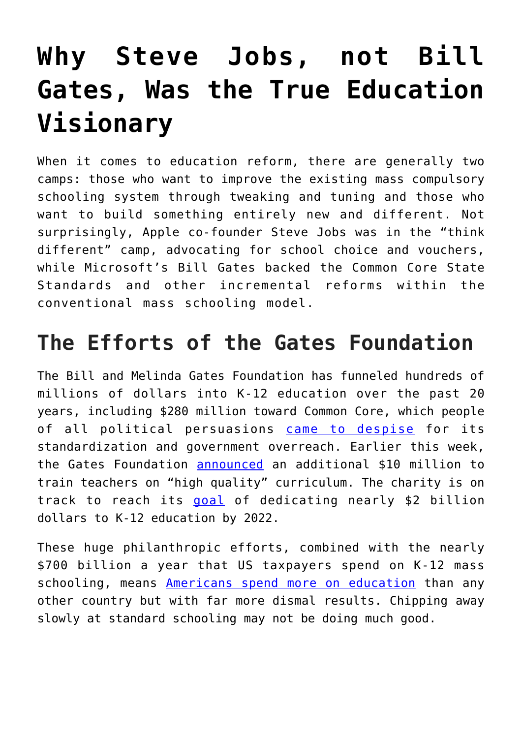# Why Steve Jobs, not Bill Gates, Was the True Education Visionary

When it comes to education reform, there are generally two camps: those who want to improve the existing mass compulsory schooling system through tweaking and tuning and those who want to build something entirely new and different. Not surprisingly, Apple co-founder Steve Jobs was in the "think different" camp, advocating for school choice and vouchers, while Microsoft's Bill Gates backed the Common Core State Standards and other incremental reforms within the conventional mass schooling model.

## The Efforts of the Gates Foundation

The Bill and Melinda Gates Foundation has funneled hundreds of millions of dollars into K-12 education over the past 20 years, including $280 million toward Common Core, which people of all political persuasions came to despise for its standardization and government overreach. Earlier this week, the Gates Foundation announced an additional $10 million to train teachers on "high quality" curriculum. The charity is on track to reach its goal of dedicating nearly $2 billion dollars to K-12 education by 2022.

These huge philanthropic efforts, combined with the nearly $700 billion a year that US taxpayers spend on K-12 mass schooling, means Americans spend more on education than any other country but with far more dismal results. Chipping away slowly at standard schooling may not be doing much good.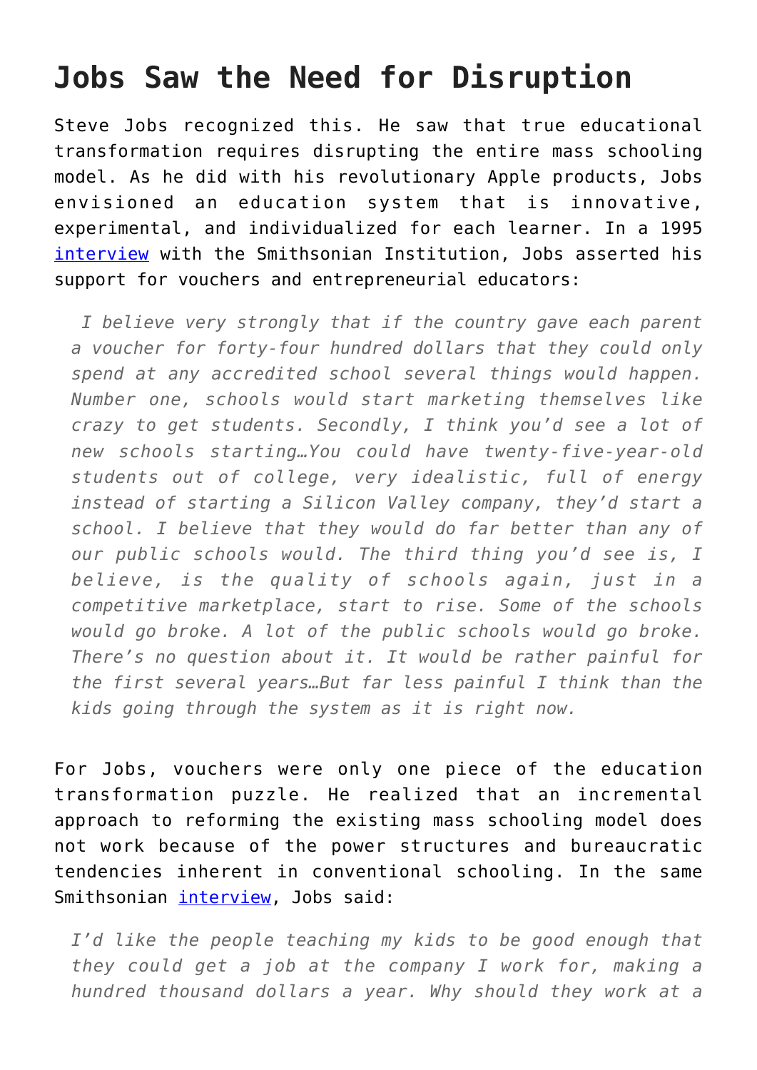## Jobs Saw the Need for Disruption

Steve Jobs recognized this. He saw that true educational transformation requires disrupting the entire mass schooling model. As he did with his revolutionary Apple products, Jobs envisioned an education system that is innovative, experimental, and individualized for each learner. In a 1995 [interview](#) with the Smithsonian Institution, Jobs asserted his support for vouchers and entrepreneurial educators:

> *I believe very strongly that if the country gave each parent a voucher for forty-four hundred dollars that they could only spend at any accredited school several things would happen. Number one, schools would start marketing themselves like crazy to get students. Secondly, I think you'd see a lot of new schools starting…You could have twenty-five-year-old students out of college, very idealistic, full of energy instead of starting a Silicon Valley company, they'd start a school. I believe that they would do far better than any of our public schools would. The third thing you'd see is, I believe, is the quality of schools again, just in a competitive marketplace, start to rise. Some of the schools would go broke. A lot of the public schools would go broke. There's no question about it. It would be rather painful for the first several years…But far less painful I think than the kids going through the system as it is right now.*

For Jobs, vouchers were only one piece of the education transformation puzzle. He realized that an incremental approach to reforming the existing mass schooling model does not work because of the power structures and bureaucratic tendencies inherent in conventional schooling. In the same Smithsonian [interview](#), Jobs said:

> *I'd like the people teaching my kids to be good enough that they could get a job at the company I work for, making a hundred thousand dollars a year. Why should they work at a*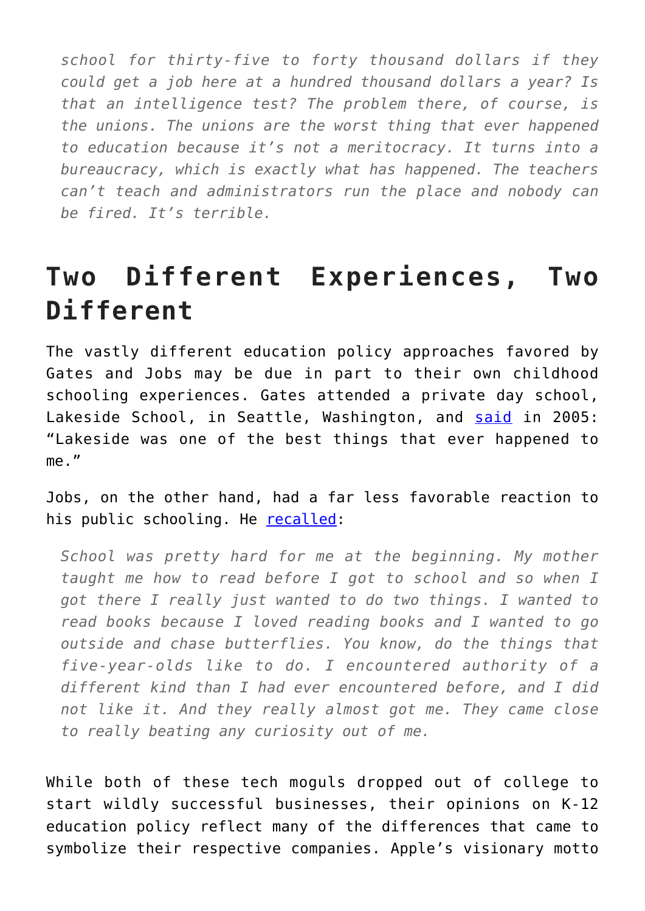> *school for thirty-five to forty thousand dollars if they could get a job here at a hundred thousand dollars a year? Is that an intelligence test? The problem there, of course, is the unions. The unions are the worst thing that ever happened to education because it's not a meritocracy. It turns into a bureaucracy, which is exactly what has happened. The teachers can't teach and administrators run the place and nobody can be fired. It's terrible.*

## Two Different Experiences, Two Different

The vastly different education policy approaches favored by Gates and Jobs may be due in part to their own childhood schooling experiences. Gates attended a private day school, Lakeside School, in Seattle, Washington, and said in 2005: "Lakeside was one of the best things that ever happened to me."

Jobs, on the other hand, had a far less favorable reaction to his public schooling. He recalled:

> *School was pretty hard for me at the beginning. My mother taught me how to read before I got to school and so when I got there I really just wanted to do two things. I wanted to read books because I loved reading books and I wanted to go outside and chase butterflies. You know, do the things that five-year-olds like to do. I encountered authority of a different kind than I had ever encountered before, and I did not like it. And they really almost got me. They came close to really beating any curiosity out of me.*

While both of these tech moguls dropped out of college to start wildly successful businesses, their opinions on K-12 education policy reflect many of the differences that came to symbolize their respective companies. Apple's visionary motto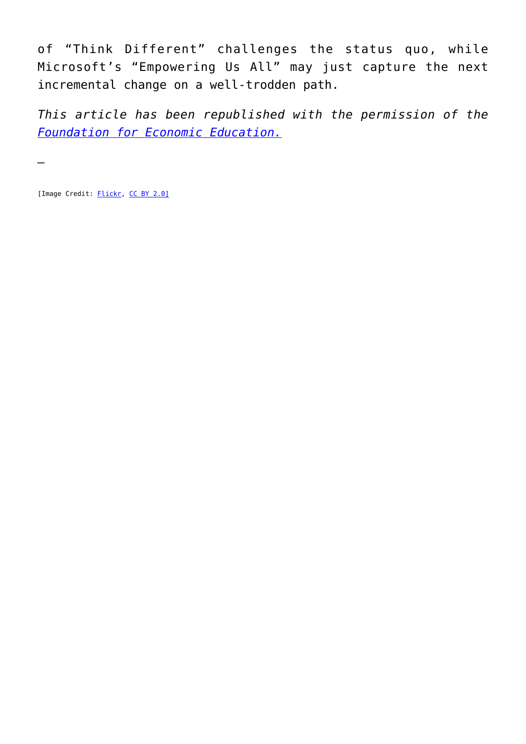of “Think Different” challenges the status quo, while Microsoft’s “Empowering Us All” may just capture the next incremental change on a well-trodden path.

*This article has been republished with the permission of the [Foundation for Economic Education.](Foundation for Economic Education.)*

—

[Image Credit: Flickr, CC BY 2.0]